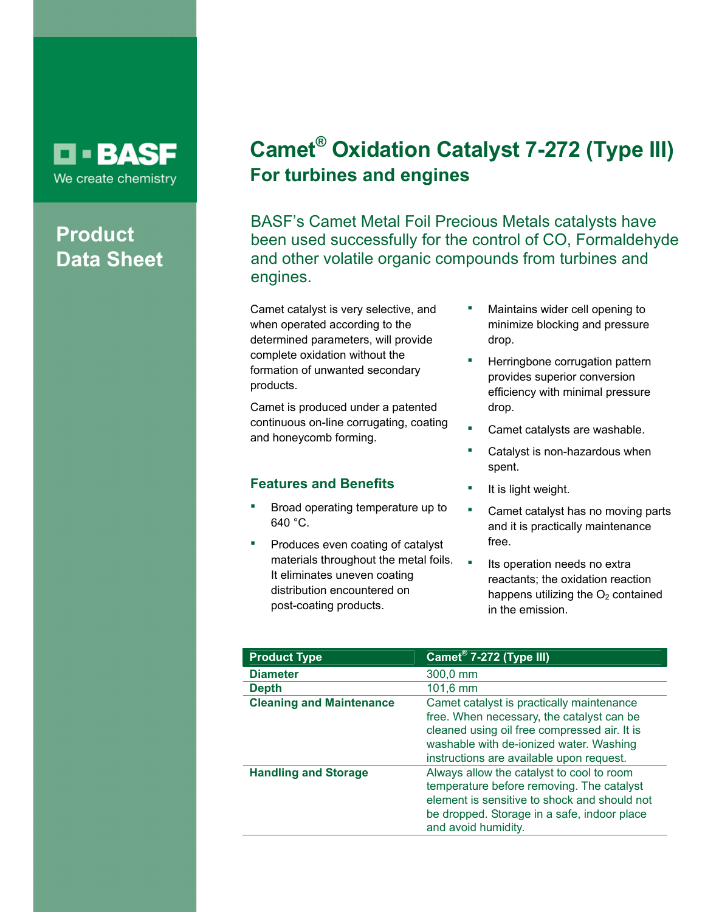BASF
We create chemistry

**Product Data Sheet**

# Camet® Oxidation Catalyst 7-272 (Type III)
## For turbines and engines

BASF's Camet Metal Foil Precious Metals catalysts have been used successfully for the control of CO, Formaldehyde and other volatile organic compounds from turbines and engines.

Camet catalyst is very selective, and when operated according to the determined parameters, will provide complete oxidation without the formation of unwanted secondary products.

Camet is produced under a patented continuous on-line corrugating, coating and honeycomb forming.

### Features and Benefits

- Broad operating temperature up to 640 °C.
- Produces even coating of catalyst materials throughout the metal foils. It eliminates uneven coating distribution encountered on post-coating products.
- Maintains wider cell opening to minimize blocking and pressure drop.
- Herringbone corrugation pattern provides superior conversion efficiency with minimal pressure drop.
- Camet catalysts are washable.
- Catalyst is non-hazardous when spent.
- It is light weight.
- Camet catalyst has no moving parts and it is practically maintenance free.
- Its operation needs no extra reactants; the oxidation reaction happens utilizing the $O_2$ contained in the emission.

| Product Type | Camet® 7-272 (Type III) |
|---|---|
| Diameter | 300,0 mm |
| Depth | 101,6 mm |
| Cleaning and Maintenance | Camet catalyst is practically maintenance free. When necessary, the catalyst can be cleaned using oil free compressed air. It is washable with de-ionized water. Washing instructions are available upon request. |
| Handling and Storage | Always allow the catalyst to cool to room temperature before removing. The catalyst element is sensitive to shock and should not be dropped. Storage in a safe, indoor place and avoid humidity. |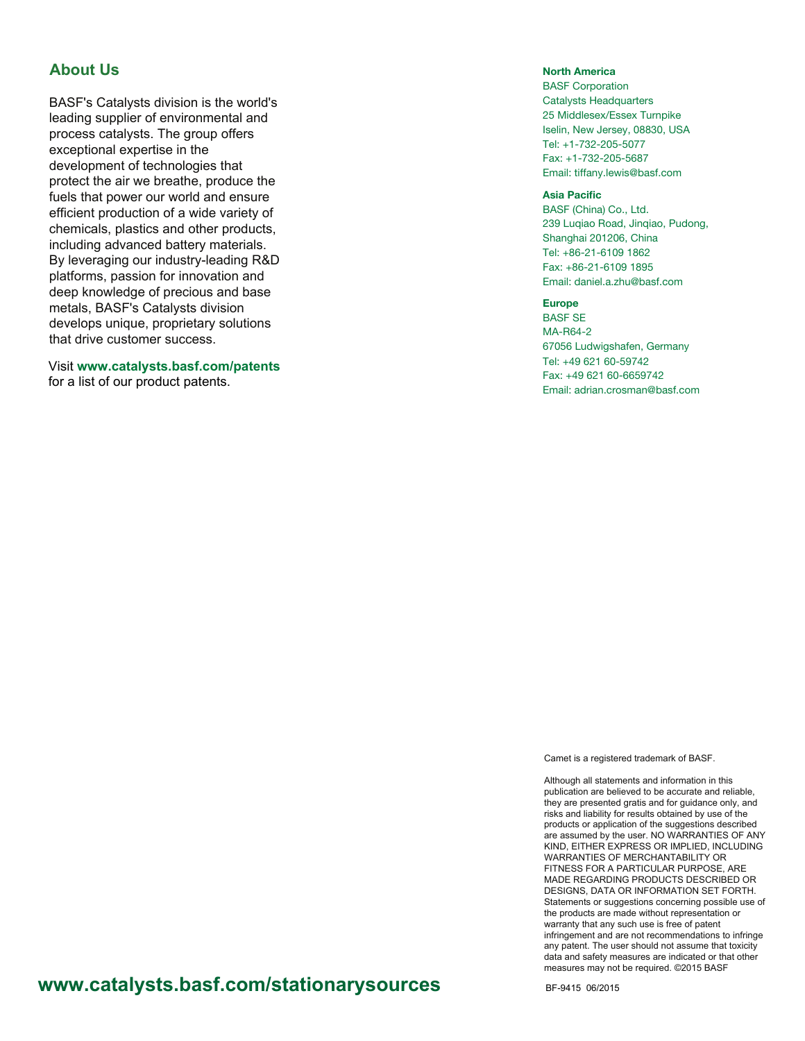## About Us

BASF's Catalysts division is the world's leading supplier of environmental and process catalysts. The group offers exceptional expertise in the development of technologies that protect the air we breathe, produce the fuels that power our world and ensure efficient production of a wide variety of chemicals, plastics and other products, including advanced battery materials. By leveraging our industry-leading R&D platforms, passion for innovation and deep knowledge of precious and base metals, BASF's Catalysts division develops unique, proprietary solutions that drive customer success.

Visit **www.catalysts.basf.com/patents** for a list of our product patents.

**North America**
BASF Corporation
Catalysts Headquarters
25 Middlesex/Essex Turnpike
Iselin, New Jersey, 08830, USA
Tel: +1-732-205-5077
Fax: +1-732-205-5687
Email: tiffany.lewis@basf.com

**Asia Pacific**
BASF (China) Co., Ltd.
239 Luqiao Road, Jinqiao, Pudong,
Shanghai 201206, China
Tel: +86-21-6109 1862
Fax: +86-21-6109 1895
Email: daniel.a.zhu@basf.com

**Europe**
BASF SE
MA-R64-2
67056 Ludwigshafen, Germany
Tel: +49 621 60-59742
Fax: +49 621 60-6659742
Email: adrian.crosman@basf.com

Camet is a registered trademark of BASF.

Although all statements and information in this publication are believed to be accurate and reliable, they are presented gratis and for guidance only, and risks and liability for results obtained by use of the products or application of the suggestions described are assumed by the user. NO WARRANTIES OF ANY KIND, EITHER EXPRESS OR IMPLIED, INCLUDING WARRANTIES OF MERCHANTABILITY OR FITNESS FOR A PARTICULAR PURPOSE, ARE MADE REGARDING PRODUCTS DESCRIBED OR DESIGNS, DATA OR INFORMATION SET FORTH. Statements or suggestions concerning possible use of the products are made without representation or warranty that any such use is free of patent infringement and are not recommendations to infringe any patent. The user should not assume that toxicity data and safety measures are indicated or that other measures may not be required. ©2015 BASF

**www.catalysts.basf.com/stationarysources**

BF-9415 06/2015